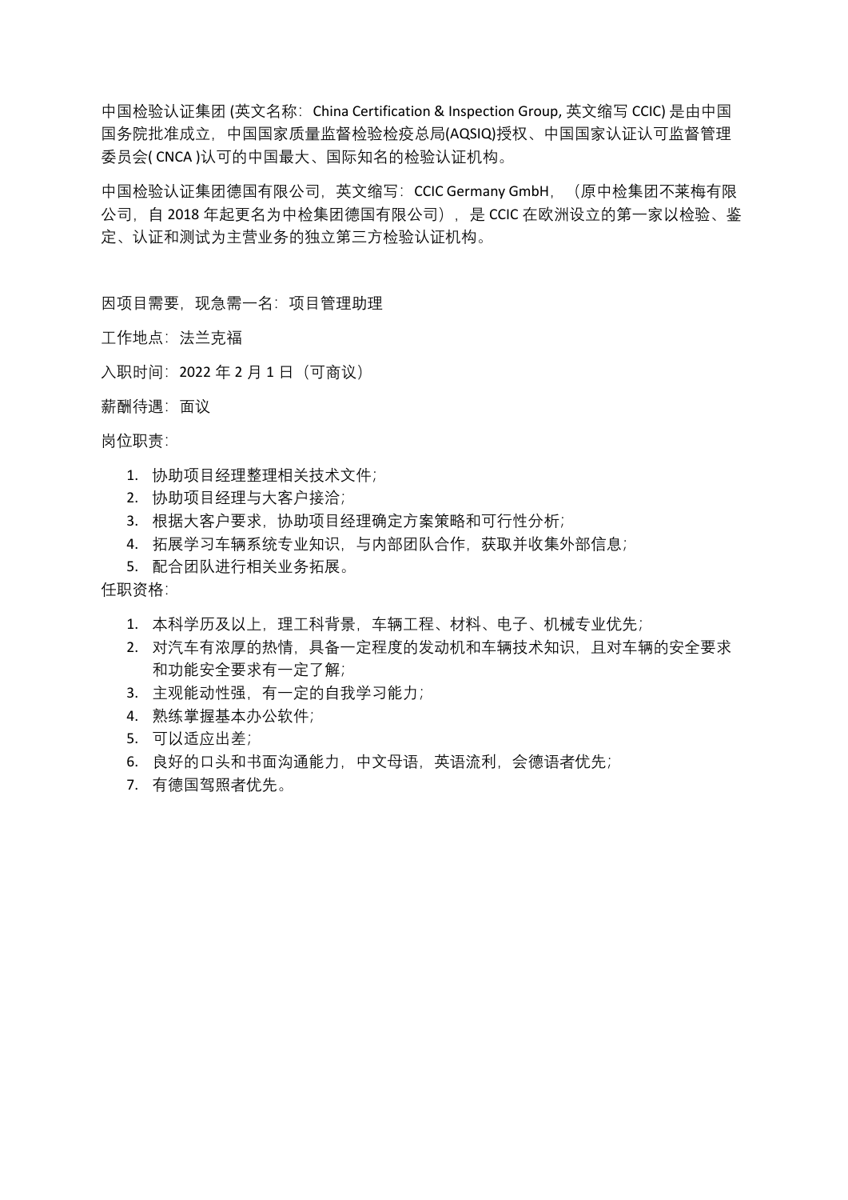中国检验认证集团 (英文名称：China Certification & Inspection Group, 英文缩写 CCIC) 是由中国国务院批准成立，中国国家质量监督检验检疫总局(AQSIQ)授权、中国国家认证认可监督管理委员会( CNCA )认可的中国最大、国际知名的检验认证机构。

中国检验认证集团德国有限公司，英文缩写：CCIC Germany GmbH，（原中检集团不莱梅有限公司，自 2018 年起更名为中检集团德国有限公司），是 CCIC 在欧洲设立的第一家以检验、鉴定、认证和测试为主营业务的独立第三方检验认证机构。

因项目需要，现急需一名：项目管理助理

工作地点：法兰克福

入职时间：2022 年 2 月 1 日（可商议）

薪酬待遇：面议

岗位职责：

1. 协助项目经理整理相关技术文件；
2. 协助项目经理与大客户接洽；
3. 根据大客户要求，协助项目经理确定方案策略和可行性分析；
4. 拓展学习车辆系统专业知识，与内部团队合作，获取并收集外部信息；
5. 配合团队进行相关业务拓展。

任职资格：

1. 本科学历及以上，理工科背景，车辆工程、材料、电子、机械专业优先；
2. 对汽车有浓厚的热情，具备一定程度的发动机和车辆技术知识，且对车辆的安全要求和功能安全要求有一定了解；
3. 主观能动性强，有一定的自我学习能力；
4. 熟练掌握基本办公软件；
5. 可以适应出差；
6. 良好的口头和书面沟通能力，中文母语，英语流利，会德语者优先；
7. 有德国驾照者优先。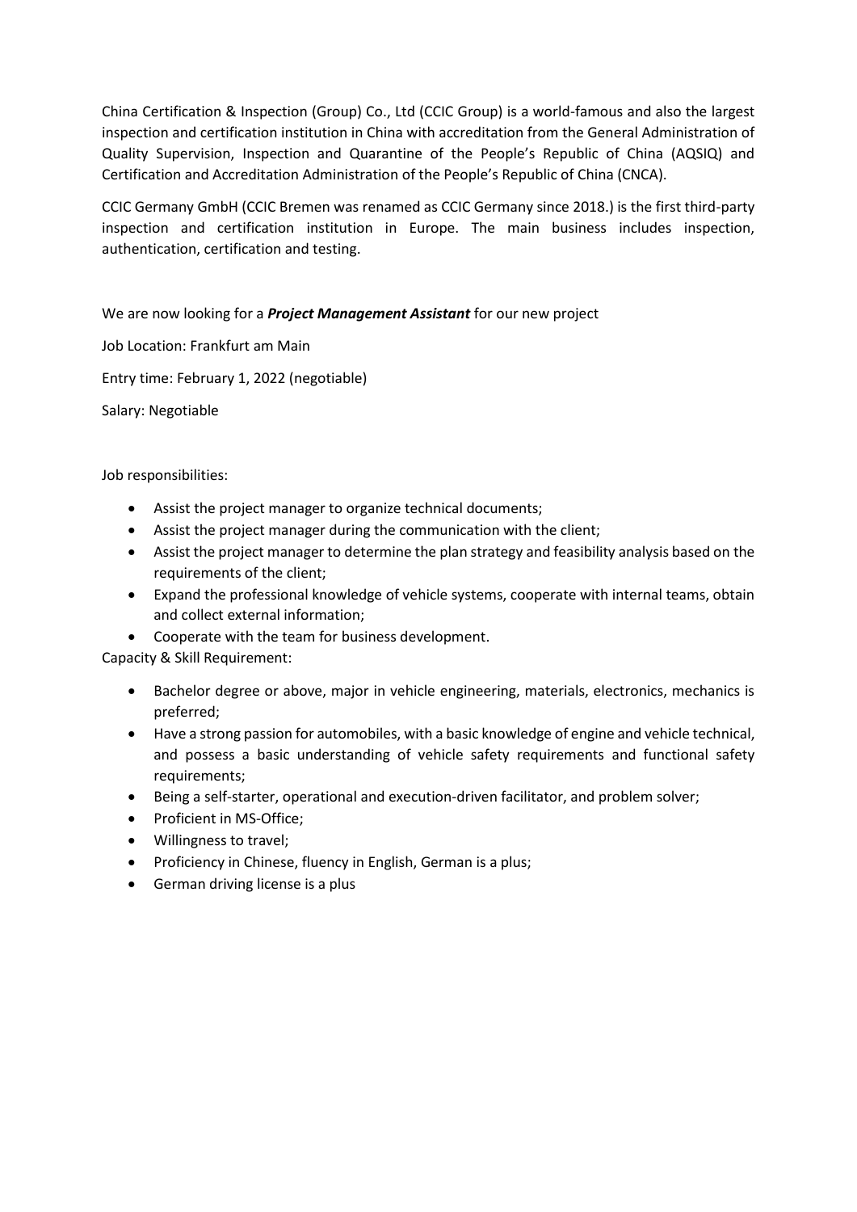China Certification & Inspection (Group) Co., Ltd (CCIC Group) is a world-famous and also the largest inspection and certification institution in China with accreditation from the General Administration of Quality Supervision, Inspection and Quarantine of the People's Republic of China (AQSIQ) and Certification and Accreditation Administration of the People's Republic of China (CNCA).

CCIC Germany GmbH (CCIC Bremen was renamed as CCIC Germany since 2018.) is the first third-party inspection and certification institution in Europe. The main business includes inspection, authentication, certification and testing.

We are now looking for a ***Project Management Assistant*** for our new project

Job Location: Frankfurt am Main

Entry time: February 1, 2022 (negotiable)

Salary: Negotiable

Job responsibilities:

- Assist the project manager to organize technical documents;
- Assist the project manager during the communication with the client;
- Assist the project manager to determine the plan strategy and feasibility analysis based on the requirements of the client;
- Expand the professional knowledge of vehicle systems, cooperate with internal teams, obtain and collect external information;
- Cooperate with the team for business development.

Capacity & Skill Requirement:

- Bachelor degree or above, major in vehicle engineering, materials, electronics, mechanics is preferred;
- Have a strong passion for automobiles, with a basic knowledge of engine and vehicle technical, and possess a basic understanding of vehicle safety requirements and functional safety requirements;
- Being a self-starter, operational and execution-driven facilitator, and problem solver;
- Proficient in MS-Office;
- Willingness to travel;
- Proficiency in Chinese, fluency in English, German is a plus;
- German driving license is a plus